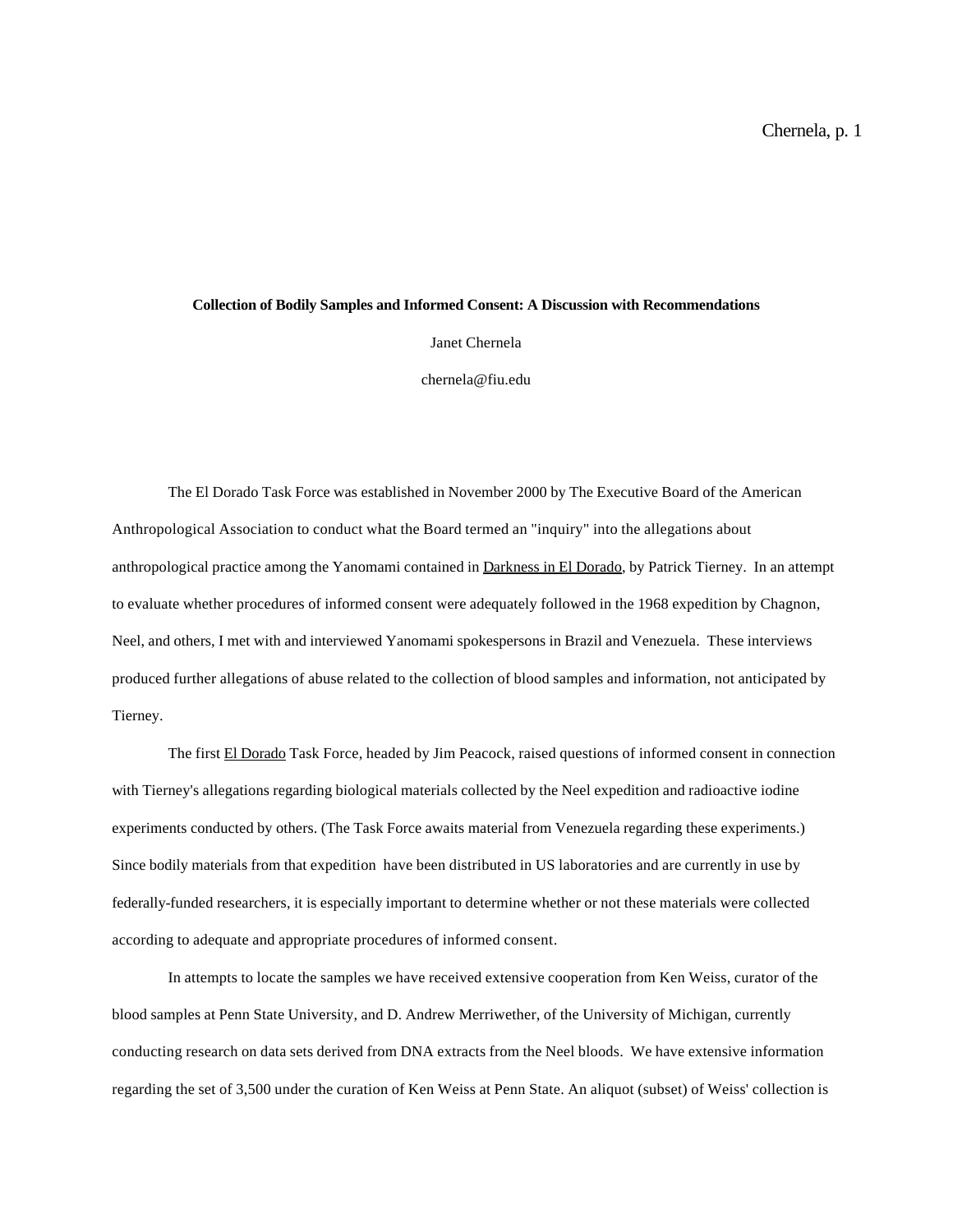**Collection of Bodily Samples and Informed Consent: A Discussion with Recommendations**

Janet Chernela

chernela@fiu.edu

The El Dorado Task Force was established in November 2000 by The Executive Board of the American Anthropological Association to conduct what the Board termed an "inquiry" into the allegations about anthropological practice among the Yanomami contained in Darkness in El Dorado, by Patrick Tierney. In an attempt to evaluate whether procedures of informed consent were adequately followed in the 1968 expedition by Chagnon, Neel, and others, I met with and interviewed Yanomami spokespersons in Brazil and Venezuela. These interviews produced further allegations of abuse related to the collection of blood samples and information, not anticipated by Tierney.

The first El Dorado Task Force, headed by Jim Peacock, raised questions of informed consent in connection with Tierney's allegations regarding biological materials collected by the Neel expedition and radioactive iodine experiments conducted by others. (The Task Force awaits material from Venezuela regarding these experiments.) Since bodily materials from that expedition have been distributed in US laboratories and are currently in use by federally-funded researchers, it is especially important to determine whether or not these materials were collected according to adequate and appropriate procedures of informed consent.

In attempts to locate the samples we have received extensive cooperation from Ken Weiss, curator of the blood samples at Penn State University, and D. Andrew Merriwether, of the University of Michigan, currently conducting research on data sets derived from DNA extracts from the Neel bloods. We have extensive information regarding the set of 3,500 under the curation of Ken Weiss at Penn State. An aliquot (subset) of Weiss' collection is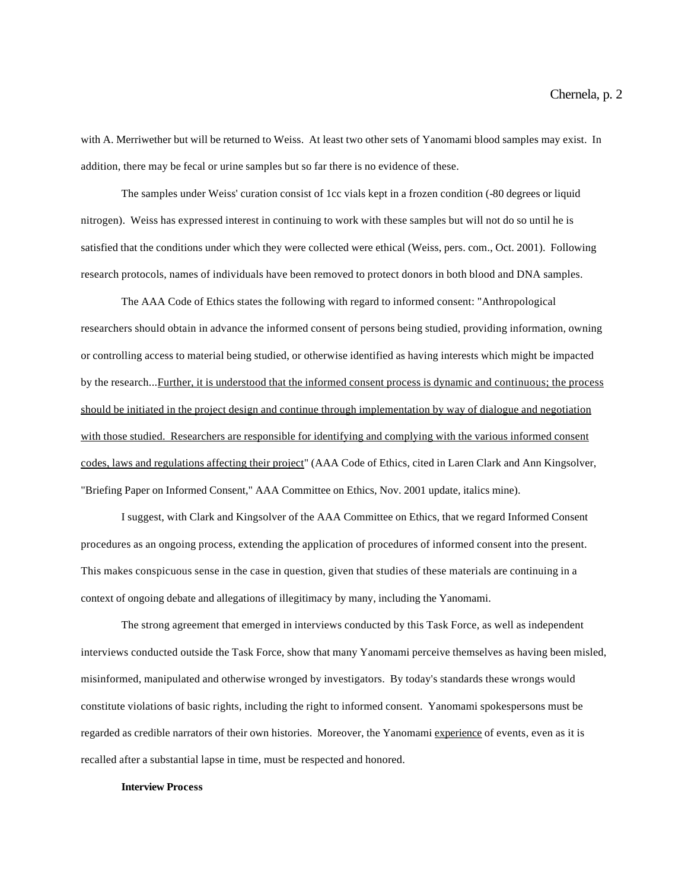with A. Merriwether but will be returned to Weiss. At least two other sets of Yanomami blood samples may exist. In addition, there may be fecal or urine samples but so far there is no evidence of these.

The samples under Weiss' curation consist of 1cc vials kept in a frozen condition (-80 degrees or liquid nitrogen). Weiss has expressed interest in continuing to work with these samples but will not do so until he is satisfied that the conditions under which they were collected were ethical (Weiss, pers. com., Oct. 2001). Following research protocols, names of individuals have been removed to protect donors in both blood and DNA samples.

The AAA Code of Ethics states the following with regard to informed consent: "Anthropological researchers should obtain in advance the informed consent of persons being studied, providing information, owning or controlling access to material being studied, or otherwise identified as having interests which might be impacted by the research...<u>Further, it is understood that the informed consent process is dynamic and continuous; the process should be initiated in the project design and continue through implementation by way of dialogue and negotiation with those studied. Researchers are responsible for identifying and complying with the various informed consent codes, laws and regulations affecting their project</u>" (AAA Code of Ethics, cited in Laren Clark and Ann Kingsolver, "Briefing Paper on Informed Consent," AAA Committee on Ethics, Nov. 2001 update, italics mine).

I suggest, with Clark and Kingsolver of the AAA Committee on Ethics, that we regard Informed Consent procedures as an ongoing process, extending the application of procedures of informed consent into the present. This makes conspicuous sense in the case in question, given that studies of these materials are continuing in a context of ongoing debate and allegations of illegitimacy by many, including the Yanomami.

The strong agreement that emerged in interviews conducted by this Task Force, as well as independent interviews conducted outside the Task Force, show that many Yanomami perceive themselves as having been misled, misinformed, manipulated and otherwise wronged by investigators. By today's standards these wrongs would constitute violations of basic rights, including the right to informed consent. Yanomami spokespersons must be regarded as credible narrators of their own histories. Moreover, the Yanomami <u>experience</u> of events, even as it is recalled after a substantial lapse in time, must be respected and honored.

**Interview Process**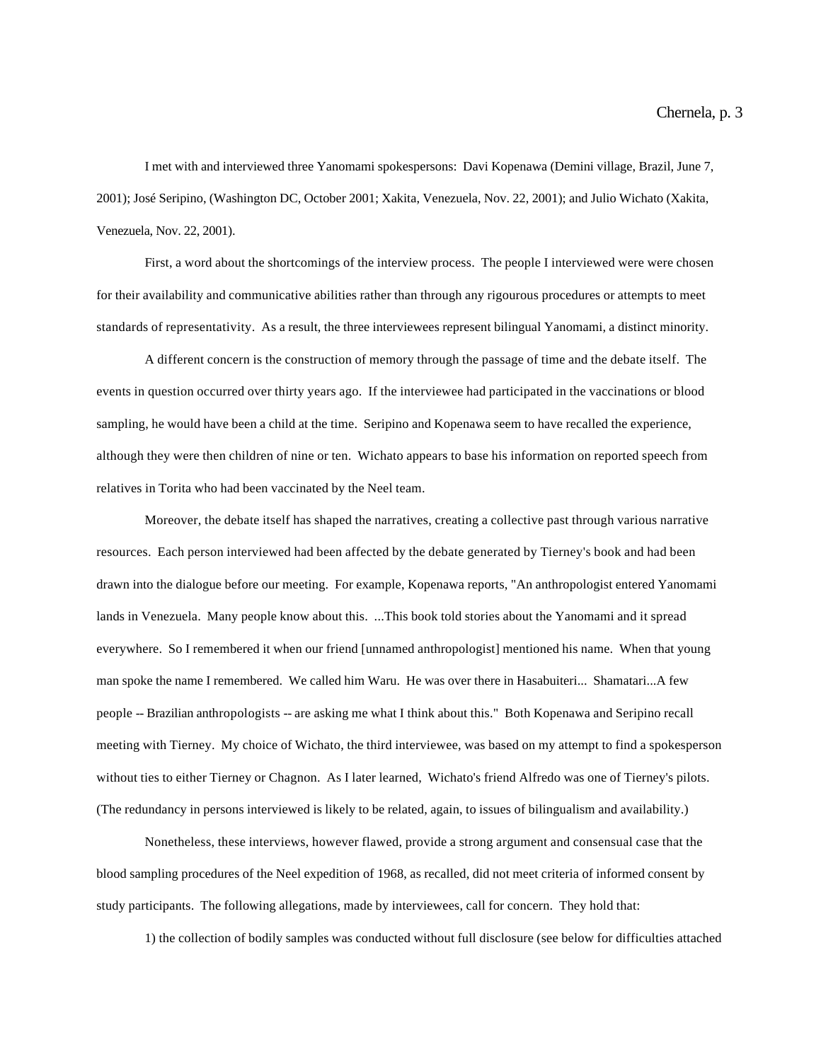I met with and interviewed three Yanomami spokespersons: Davi Kopenawa (Demini village, Brazil, June 7, 2001); José Seripino, (Washington DC, October 2001; Xakita, Venezuela, Nov. 22, 2001); and Julio Wichato (Xakita, Venezuela, Nov. 22, 2001).

First, a word about the shortcomings of the interview process. The people I interviewed were were chosen for their availability and communicative abilities rather than through any rigourous procedures or attempts to meet standards of representativity. As a result, the three interviewees represent bilingual Yanomami, a distinct minority.

A different concern is the construction of memory through the passage of time and the debate itself. The events in question occurred over thirty years ago. If the interviewee had participated in the vaccinations or blood sampling, he would have been a child at the time. Seripino and Kopenawa seem to have recalled the experience, although they were then children of nine or ten. Wichato appears to base his information on reported speech from relatives in Torita who had been vaccinated by the Neel team.

Moreover, the debate itself has shaped the narratives, creating a collective past through various narrative resources. Each person interviewed had been affected by the debate generated by Tierney's book and had been drawn into the dialogue before our meeting. For example, Kopenawa reports, "An anthropologist entered Yanomami lands in Venezuela. Many people know about this. ...This book told stories about the Yanomami and it spread everywhere. So I remembered it when our friend [unnamed anthropologist] mentioned his name. When that young man spoke the name I remembered. We called him Waru. He was over there in Hasabuiteri... Shamatari...A few people -- Brazilian anthropologists -- are asking me what I think about this." Both Kopenawa and Seripino recall meeting with Tierney. My choice of Wichato, the third interviewee, was based on my attempt to find a spokesperson without ties to either Tierney or Chagnon. As I later learned, Wichato's friend Alfredo was one of Tierney's pilots. (The redundancy in persons interviewed is likely to be related, again, to issues of bilingualism and availability.)

Nonetheless, these interviews, however flawed, provide a strong argument and consensual case that the blood sampling procedures of the Neel expedition of 1968, as recalled, did not meet criteria of informed consent by study participants. The following allegations, made by interviewees, call for concern. They hold that:

1) the collection of bodily samples was conducted without full disclosure (see below for difficulties attached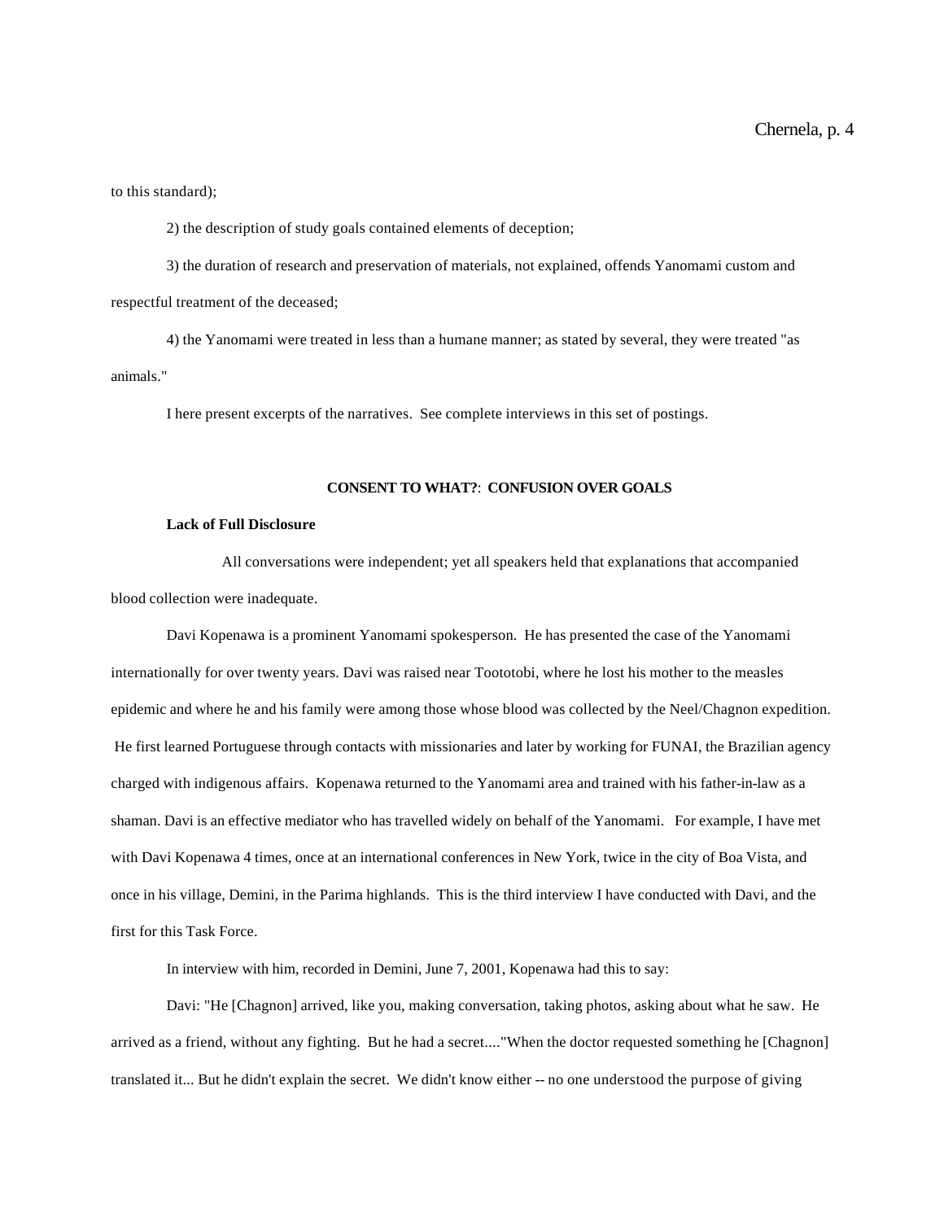to this standard);

2) the description of study goals contained elements of deception;

3) the duration of research and preservation of materials, not explained, offends Yanomami custom and respectful treatment of the deceased;

4) the Yanomami were treated in less than a humane manner; as stated by several, they were treated "as animals."

I here present excerpts of the narratives. See complete interviews in this set of postings.

## CONSENT TO WHAT?: CONFUSION OVER GOALS

### Lack of Full Disclosure

All conversations were independent; yet all speakers held that explanations that accompanied blood collection were inadequate.

Davi Kopenawa is a prominent Yanomami spokesperson. He has presented the case of the Yanomami internationally for over twenty years. Davi was raised near Toototobi, where he lost his mother to the measles epidemic and where he and his family were among those whose blood was collected by the Neel/Chagnon expedition. He first learned Portuguese through contacts with missionaries and later by working for FUNAI, the Brazilian agency charged with indigenous affairs. Kopenawa returned to the Yanomami area and trained with his father-in-law as a shaman. Davi is an effective mediator who has travelled widely on behalf of the Yanomami. For example, I have met with Davi Kopenawa 4 times, once at an international conferences in New York, twice in the city of Boa Vista, and once in his village, Demini, in the Parima highlands. This is the third interview I have conducted with Davi, and the first for this Task Force.

In interview with him, recorded in Demini, June 7, 2001, Kopenawa had this to say:

Davi: "He [Chagnon] arrived, like you, making conversation, taking photos, asking about what he saw. He arrived as a friend, without any fighting. But he had a secret...."When the doctor requested something he [Chagnon] translated it... But he didn't explain the secret. We didn't know either -- no one understood the purpose of giving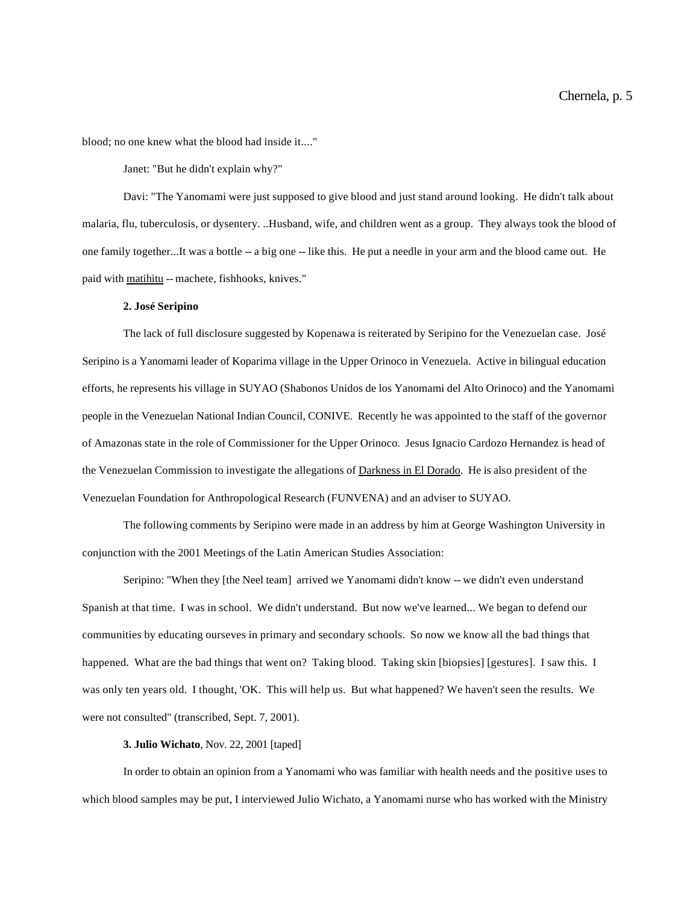blood; no one knew what the blood had inside it...."

Janet: "But he didn't explain why?"

Davi: "The Yanomami were just supposed to give blood and just stand around looking. He didn't talk about malaria, flu, tuberculosis, or dysentery. ..Husband, wife, and children went as a group. They always took the blood of one family together...It was a bottle -- a big one -- like this. He put a needle in your arm and the blood came out. He paid with <u>matihitu</u> -- machete, fishhooks, knives."

**2. José Seripino**

The lack of full disclosure suggested by Kopenawa is reiterated by Seripino for the Venezuelan case. José Seripino is a Yanomami leader of Koparima village in the Upper Orinoco in Venezuela. Active in bilingual education efforts, he represents his village in SUYAO (Shabonos Unidos de los Yanomami del Alto Orinoco) and the Yanomami people in the Venezuelan National Indian Council, CONIVE. Recently he was appointed to the staff of the governor of Amazonas state in the role of Commissioner for the Upper Orinoco. Jesus Ignacio Cardozo Hernandez is head of the Venezuelan Commission to investigate the allegations of <u>Darkness in El Dorado</u>. He is also president of the Venezuelan Foundation for Anthropological Research (FUNVENA) and an adviser to SUYAO.

The following comments by Seripino were made in an address by him at George Washington University in conjunction with the 2001 Meetings of the Latin American Studies Association:

Seripino: "When they [the Neel team] arrived we Yanomami didn't know -- we didn't even understand Spanish at that time. I was in school. We didn't understand. But now we've learned... We began to defend our communities by educating ourseves in primary and secondary schools. So now we know all the bad things that happened. What are the bad things that went on? Taking blood. Taking skin [biopsies] [gestures]. I saw this. I was only ten years old. I thought, 'OK. This will help us. But what happened? We haven't seen the results. We were not consulted" (transcribed, Sept. 7, 2001).

**3. Julio Wichato**, Nov. 22, 2001 [taped]

In order to obtain an opinion from a Yanomami who was familiar with health needs and the positive uses to which blood samples may be put, I interviewed Julio Wichato, a Yanomami nurse who has worked with the Ministry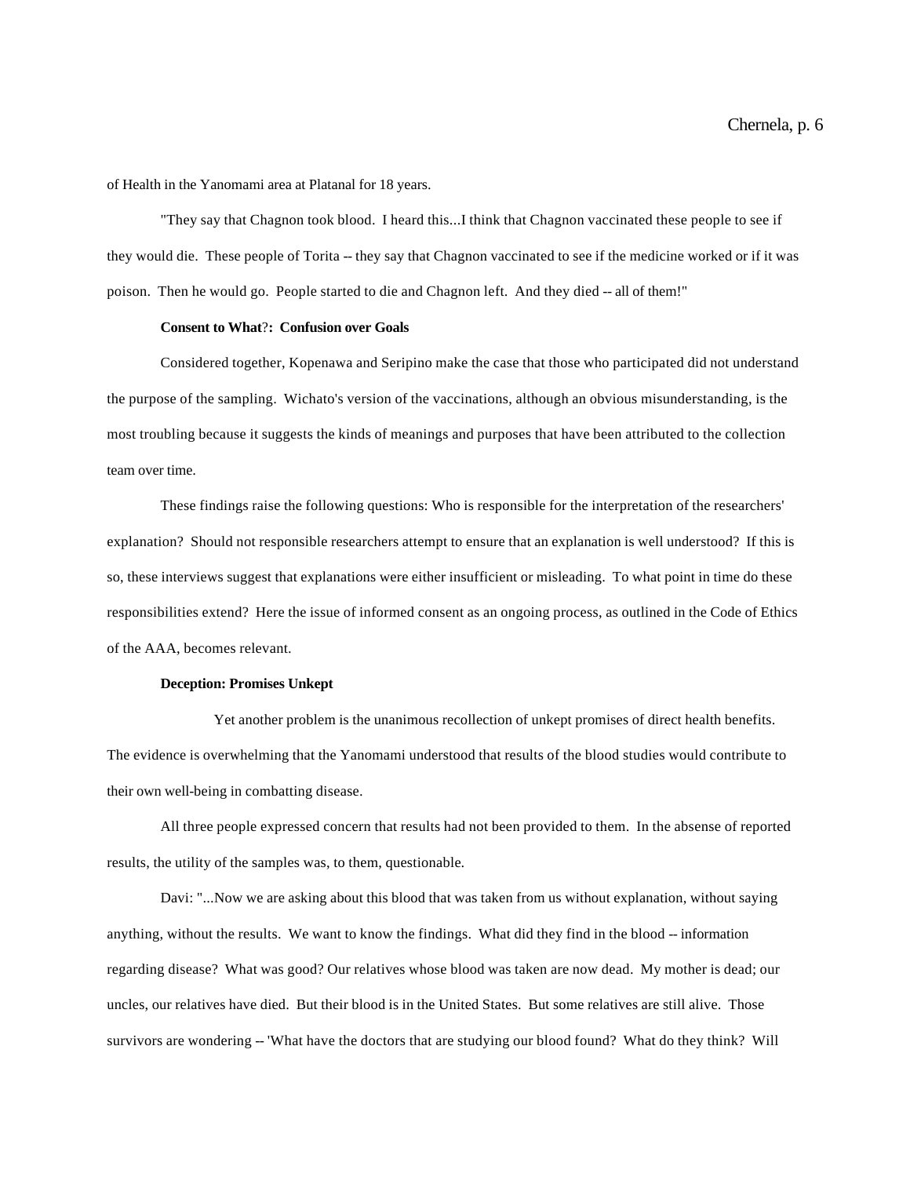of Health in the Yanomami area at Platanal for 18 years.

"They say that Chagnon took blood. I heard this...I think that Chagnon vaccinated these people to see if they would die. These people of Torita -- they say that Chagnon vaccinated to see if the medicine worked or if it was poison. Then he would go. People started to die and Chagnon left. And they died -- all of them!"

**Consent to What?: Confusion over Goals**

Considered together, Kopenawa and Seripino make the case that those who participated did not understand the purpose of the sampling. Wichato's version of the vaccinations, although an obvious misunderstanding, is the most troubling because it suggests the kinds of meanings and purposes that have been attributed to the collection team over time.

These findings raise the following questions: Who is responsible for the interpretation of the researchers' explanation? Should not responsible researchers attempt to ensure that an explanation is well understood? If this is so, these interviews suggest that explanations were either insufficient or misleading. To what point in time do these responsibilities extend? Here the issue of informed consent as an ongoing process, as outlined in the Code of Ethics of the AAA, becomes relevant.

**Deception: Promises Unkept**

Yet another problem is the unanimous recollection of unkept promises of direct health benefits. The evidence is overwhelming that the Yanomami understood that results of the blood studies would contribute to their own well-being in combatting disease.

All three people expressed concern that results had not been provided to them. In the absense of reported results, the utility of the samples was, to them, questionable.

Davi: "...Now we are asking about this blood that was taken from us without explanation, without saying anything, without the results. We want to know the findings. What did they find in the blood -- information regarding disease? What was good? Our relatives whose blood was taken are now dead. My mother is dead; our uncles, our relatives have died. But their blood is in the United States. But some relatives are still alive. Those survivors are wondering -- 'What have the doctors that are studying our blood found? What do they think? Will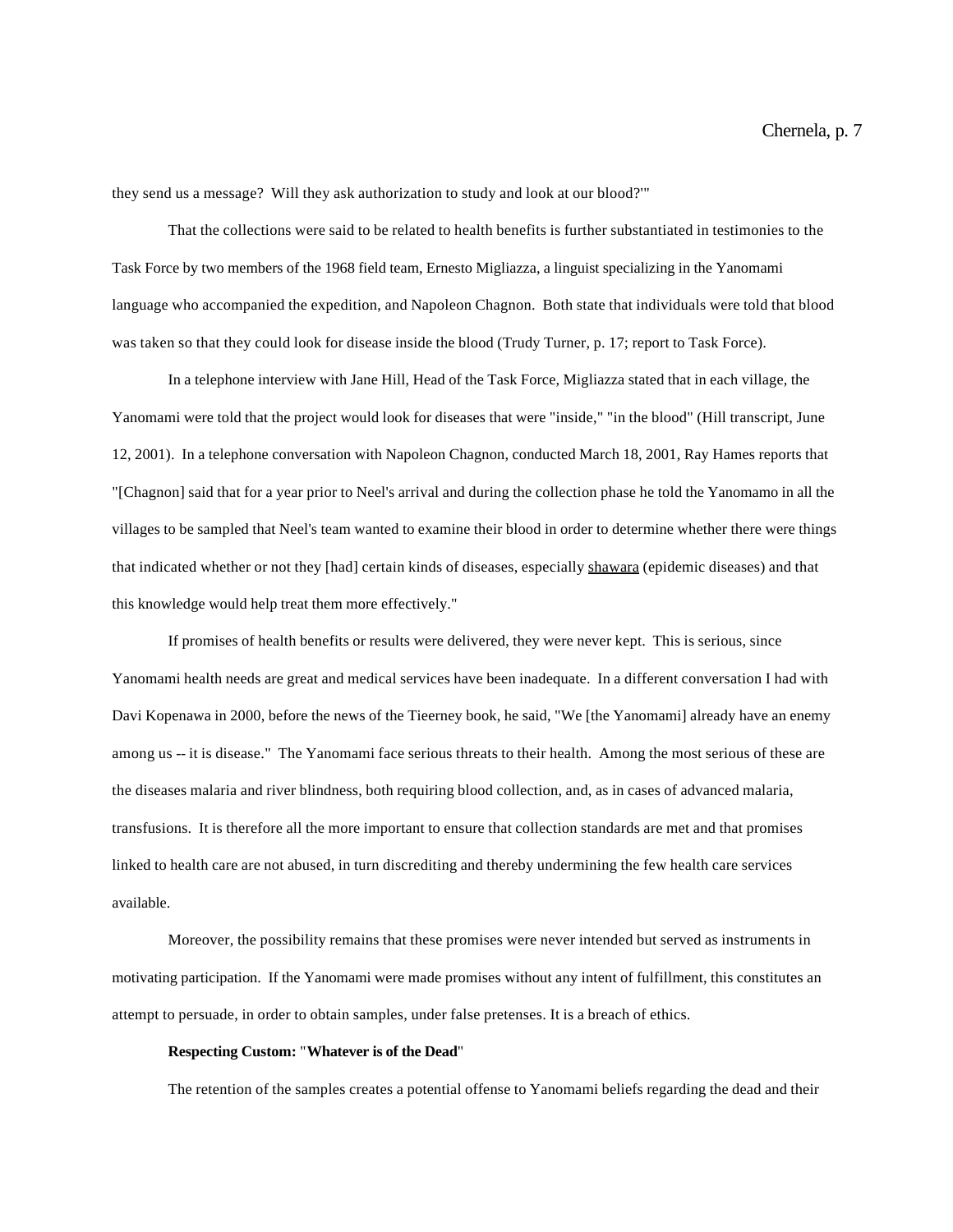they send us a message? Will they ask authorization to study and look at our blood?'"

That the collections were said to be related to health benefits is further substantiated in testimonies to the Task Force by two members of the 1968 field team, Ernesto Migliazza, a linguist specializing in the Yanomami language who accompanied the expedition, and Napoleon Chagnon. Both state that individuals were told that blood was taken so that they could look for disease inside the blood (Trudy Turner, p. 17; report to Task Force).

In a telephone interview with Jane Hill, Head of the Task Force, Migliazza stated that in each village, the Yanomami were told that the project would look for diseases that were "inside," "in the blood" (Hill transcript, June 12, 2001). In a telephone conversation with Napoleon Chagnon, conducted March 18, 2001, Ray Hames reports that "[Chagnon] said that for a year prior to Neel's arrival and during the collection phase he told the Yanomamo in all the villages to be sampled that Neel's team wanted to examine their blood in order to determine whether there were things that indicated whether or not they [had] certain kinds of diseases, especially shawara (epidemic diseases) and that this knowledge would help treat them more effectively."

If promises of health benefits or results were delivered, they were never kept. This is serious, since Yanomami health needs are great and medical services have been inadequate. In a different conversation I had with Davi Kopenawa in 2000, before the news of the Tieerney book, he said, "We [the Yanomami] already have an enemy among us -- it is disease." The Yanomami face serious threats to their health. Among the most serious of these are the diseases malaria and river blindness, both requiring blood collection, and, as in cases of advanced malaria, transfusions. It is therefore all the more important to ensure that collection standards are met and that promises linked to health care are not abused, in turn discrediting and thereby undermining the few health care services available.

Moreover, the possibility remains that these promises were never intended but served as instruments in motivating participation. If the Yanomami were made promises without any intent of fulfillment, this constitutes an attempt to persuade, in order to obtain samples, under false pretenses. It is a breach of ethics.

**Respecting Custom: "Whatever is of the Dead"**

The retention of the samples creates a potential offense to Yanomami beliefs regarding the dead and their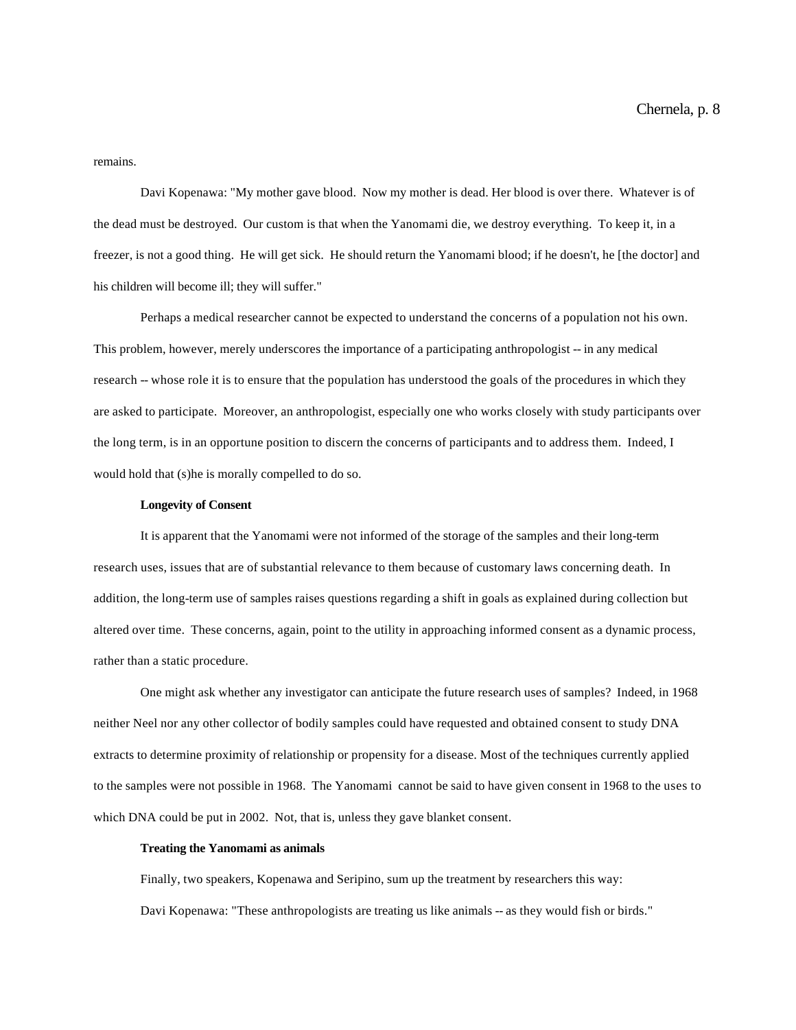remains.

Davi Kopenawa: "My mother gave blood. Now my mother is dead. Her blood is over there. Whatever is of the dead must be destroyed. Our custom is that when the Yanomami die, we destroy everything. To keep it, in a freezer, is not a good thing. He will get sick. He should return the Yanomami blood; if he doesn't, he [the doctor] and his children will become ill; they will suffer."

Perhaps a medical researcher cannot be expected to understand the concerns of a population not his own. This problem, however, merely underscores the importance of a participating anthropologist -- in any medical research -- whose role it is to ensure that the population has understood the goals of the procedures in which they are asked to participate. Moreover, an anthropologist, especially one who works closely with study participants over the long term, is in an opportune position to discern the concerns of participants and to address them. Indeed, I would hold that (s)he is morally compelled to do so.

**Longevity of Consent**

It is apparent that the Yanomami were not informed of the storage of the samples and their long-term research uses, issues that are of substantial relevance to them because of customary laws concerning death. In addition, the long-term use of samples raises questions regarding a shift in goals as explained during collection but altered over time. These concerns, again, point to the utility in approaching informed consent as a dynamic process, rather than a static procedure.

One might ask whether any investigator can anticipate the future research uses of samples? Indeed, in 1968 neither Neel nor any other collector of bodily samples could have requested and obtained consent to study DNA extracts to determine proximity of relationship or propensity for a disease. Most of the techniques currently applied to the samples were not possible in 1968. The Yanomami cannot be said to have given consent in 1968 to the uses to which DNA could be put in 2002. Not, that is, unless they gave blanket consent.

**Treating the Yanomami as animals**

Finally, two speakers, Kopenawa and Seripino, sum up the treatment by researchers this way:

Davi Kopenawa: "These anthropologists are treating us like animals -- as they would fish or birds."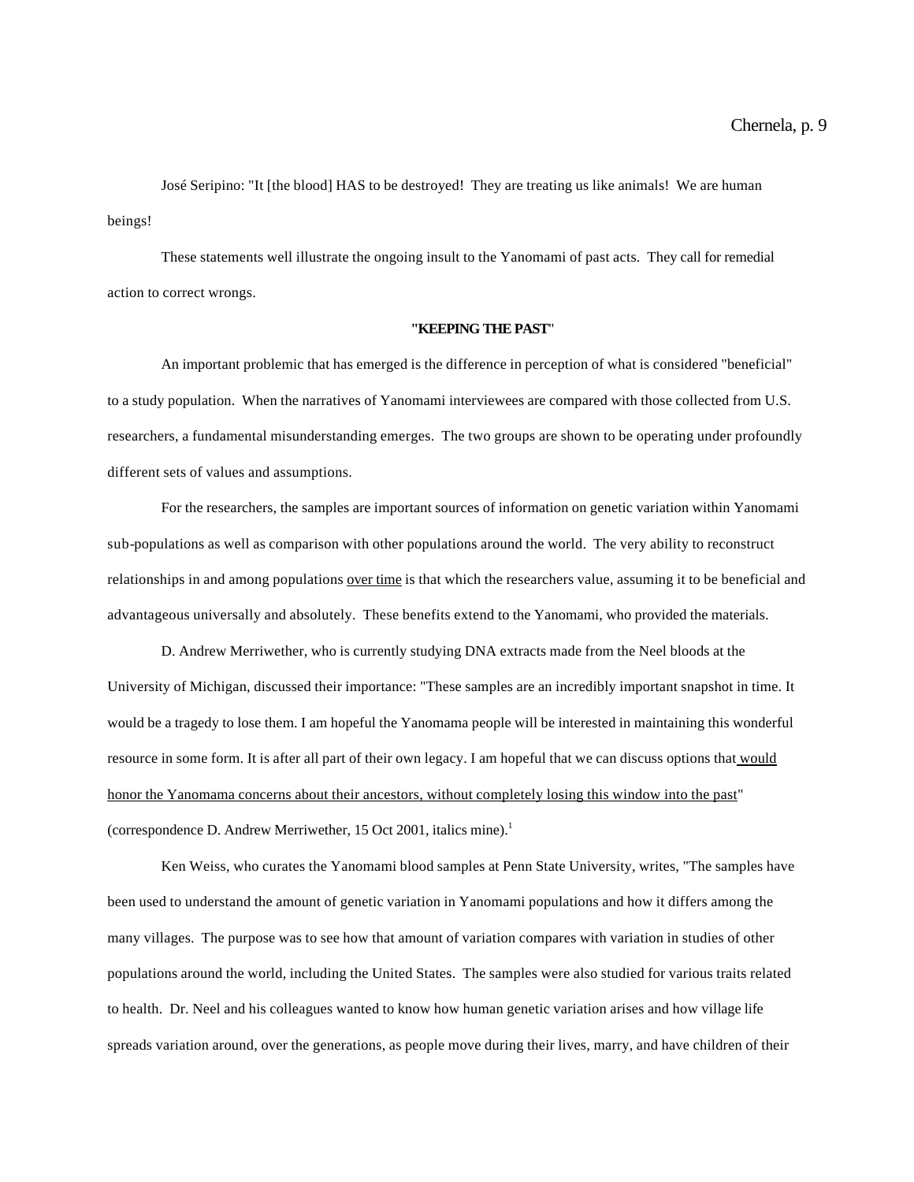José Seripino: "It [the blood] HAS to be destroyed! They are treating us like animals! We are human beings!

These statements well illustrate the ongoing insult to the Yanomami of past acts. They call for remedial action to correct wrongs.

**"KEEPING THE PAST"**

An important problemic that has emerged is the difference in perception of what is considered "beneficial" to a study population. When the narratives of Yanomami interviewees are compared with those collected from U.S. researchers, a fundamental misunderstanding emerges. The two groups are shown to be operating under profoundly different sets of values and assumptions.

For the researchers, the samples are important sources of information on genetic variation within Yanomami sub-populations as well as comparison with other populations around the world. The very ability to reconstruct relationships in and among populations <u>over time</u> is that which the researchers value, assuming it to be beneficial and advantageous universally and absolutely. These benefits extend to the Yanomami, who provided the materials.

D. Andrew Merriwether, who is currently studying DNA extracts made from the Neel bloods at the University of Michigan, discussed their importance: "These samples are an incredibly important snapshot in time. It would be a tragedy to lose them. I am hopeful the Yanomama people will be interested in maintaining this wonderful resource in some form. It is after all part of their own legacy. I am hopeful that we can discuss options that <u>would honor the Yanomama concerns about their ancestors, without completely losing this window into the past</u>" (correspondence D. Andrew Merriwether, 15 Oct 2001, italics mine).[1]

Ken Weiss, who curates the Yanomami blood samples at Penn State University, writes, "The samples have been used to understand the amount of genetic variation in Yanomami populations and how it differs among the many villages. The purpose was to see how that amount of variation compares with variation in studies of other populations around the world, including the United States. The samples were also studied for various traits related to health. Dr. Neel and his colleagues wanted to know how human genetic variation arises and how village life spreads variation around, over the generations, as people move during their lives, marry, and have children of their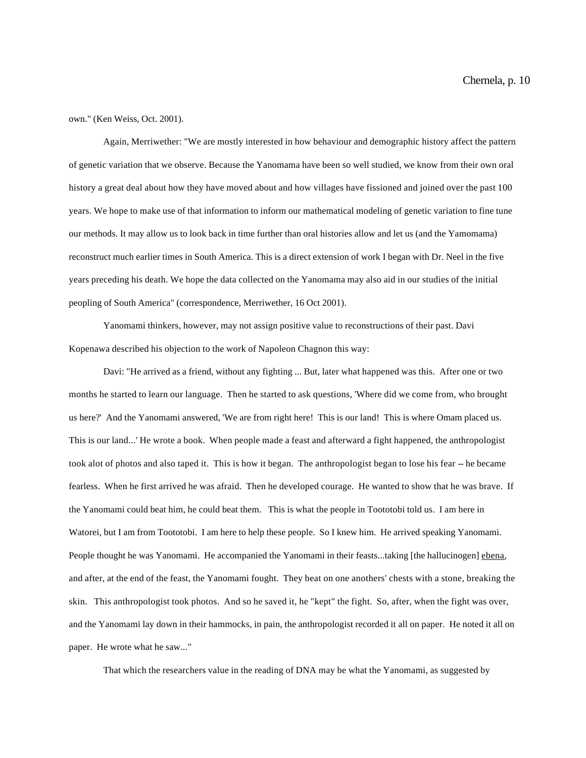own." (Ken Weiss, Oct. 2001).

Again, Merriwether: "We are mostly interested in how behaviour and demographic history affect the pattern of genetic variation that we observe. Because the Yanomama have been so well studied, we know from their own oral history a great deal about how they have moved about and how villages have fissioned and joined over the past 100 years. We hope to make use of that information to inform our mathematical modeling of genetic variation to fine tune our methods. It may allow us to look back in time further than oral histories allow and let us (and the Yamomama) reconstruct much earlier times in South America. This is a direct extension of work I began with Dr. Neel in the five years preceding his death. We hope the data collected on the Yanomama may also aid in our studies of the initial peopling of South America" (correspondence, Merriwether, 16 Oct 2001).

Yanomami thinkers, however, may not assign positive value to reconstructions of their past. Davi Kopenawa described his objection to the work of Napoleon Chagnon this way:

Davi: "He arrived as a friend, without any fighting ... But, later what happened was this. After one or two months he started to learn our language. Then he started to ask questions, 'Where did we come from, who brought us here?' And the Yanomami answered, 'We are from right here! This is our land! This is where Omam placed us. This is our land...' He wrote a book. When people made a feast and afterward a fight happened, the anthropologist took alot of photos and also taped it. This is how it began. The anthropologist began to lose his fear -- he became fearless. When he first arrived he was afraid. Then he developed courage. He wanted to show that he was brave. If the Yanomami could beat him, he could beat them. This is what the people in Toototobi told us. I am here in Watorei, but I am from Toototobi. I am here to help these people. So I knew him. He arrived speaking Yanomami. People thought he was Yanomami. He accompanied the Yanomami in their feasts...taking [the hallucinogen] ebena, and after, at the end of the feast, the Yanomami fought. They beat on one anothers' chests with a stone, breaking the skin. This anthropologist took photos. And so he saved it, he "kept" the fight. So, after, when the fight was over, and the Yanomami lay down in their hammocks, in pain, the anthropologist recorded it all on paper. He noted it all on paper. He wrote what he saw..."

That which the researchers value in the reading of DNA may be what the Yanomami, as suggested by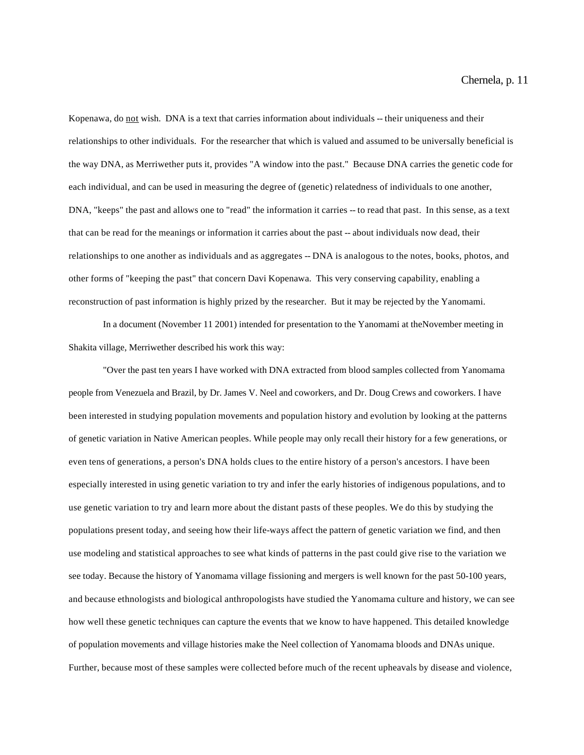Kopenawa, do <u>not</u> wish. DNA is a text that carries information about individuals -- their uniqueness and their relationships to other individuals. For the researcher that which is valued and assumed to be universally beneficial is the way DNA, as Merriwether puts it, provides "A window into the past." Because DNA carries the genetic code for each individual, and can be used in measuring the degree of (genetic) relatedness of individuals to one another, DNA, "keeps" the past and allows one to "read" the information it carries -- to read that past. In this sense, as a text that can be read for the meanings or information it carries about the past -- about individuals now dead, their relationships to one another as individuals and as aggregates -- DNA is analogous to the notes, books, photos, and other forms of "keeping the past" that concern Davi Kopenawa. This very conserving capability, enabling a reconstruction of past information is highly prized by the researcher. But it may be rejected by the Yanomami.

In a document (November 11 2001) intended for presentation to the Yanomami at theNovember meeting in Shakita village, Merriwether described his work this way:

"Over the past ten years I have worked with DNA extracted from blood samples collected from Yanomama people from Venezuela and Brazil, by Dr. James V. Neel and coworkers, and Dr. Doug Crews and coworkers. I have been interested in studying population movements and population history and evolution by looking at the patterns of genetic variation in Native American peoples. While people may only recall their history for a few generations, or even tens of generations, a person's DNA holds clues to the entire history of a person's ancestors. I have been especially interested in using genetic variation to try and infer the early histories of indigenous populations, and to use genetic variation to try and learn more about the distant pasts of these peoples. We do this by studying the populations present today, and seeing how their life-ways affect the pattern of genetic variation we find, and then use modeling and statistical approaches to see what kinds of patterns in the past could give rise to the variation we see today. Because the history of Yanomama village fissioning and mergers is well known for the past 50-100 years, and because ethnologists and biological anthropologists have studied the Yanomama culture and history, we can see how well these genetic techniques can capture the events that we know to have happened. This detailed knowledge of population movements and village histories make the Neel collection of Yanomama bloods and DNAs unique. Further, because most of these samples were collected before much of the recent upheavals by disease and violence,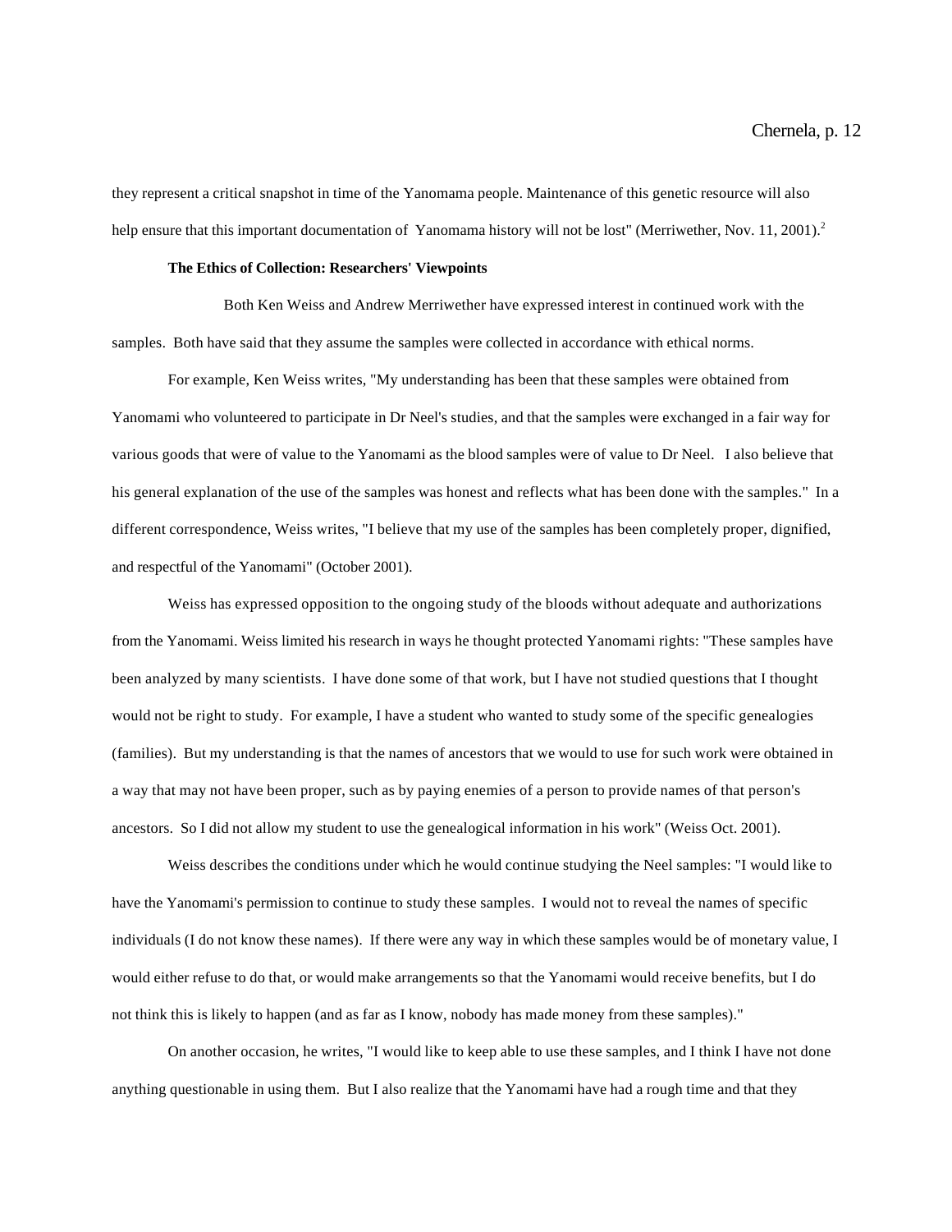they represent a critical snapshot in time of the Yanomama people. Maintenance of this genetic resource will also help ensure that this important documentation of Yanomama history will not be lost" (Merriwether, Nov. 11, 2001).[2]

**The Ethics of Collection: Researchers' Viewpoints**

Both Ken Weiss and Andrew Merriwether have expressed interest in continued work with the samples. Both have said that they assume the samples were collected in accordance with ethical norms.

For example, Ken Weiss writes, "My understanding has been that these samples were obtained from Yanomami who volunteered to participate in Dr Neel's studies, and that the samples were exchanged in a fair way for various goods that were of value to the Yanomami as the blood samples were of value to Dr Neel. I also believe that his general explanation of the use of the samples was honest and reflects what has been done with the samples." In a different correspondence, Weiss writes, "I believe that my use of the samples has been completely proper, dignified, and respectful of the Yanomami" (October 2001).

Weiss has expressed opposition to the ongoing study of the bloods without adequate and authorizations from the Yanomami. Weiss limited his research in ways he thought protected Yanomami rights: "These samples have been analyzed by many scientists. I have done some of that work, but I have not studied questions that I thought would not be right to study. For example, I have a student who wanted to study some of the specific genealogies (families). But my understanding is that the names of ancestors that we would to use for such work were obtained in a way that may not have been proper, such as by paying enemies of a person to provide names of that person's ancestors. So I did not allow my student to use the genealogical information in his work" (Weiss Oct. 2001).

Weiss describes the conditions under which he would continue studying the Neel samples: "I would like to have the Yanomami's permission to continue to study these samples. I would not to reveal the names of specific individuals (I do not know these names). If there were any way in which these samples would be of monetary value, I would either refuse to do that, or would make arrangements so that the Yanomami would receive benefits, but I do not think this is likely to happen (and as far as I know, nobody has made money from these samples)."

On another occasion, he writes, "I would like to keep able to use these samples, and I think I have not done anything questionable in using them. But I also realize that the Yanomami have had a rough time and that they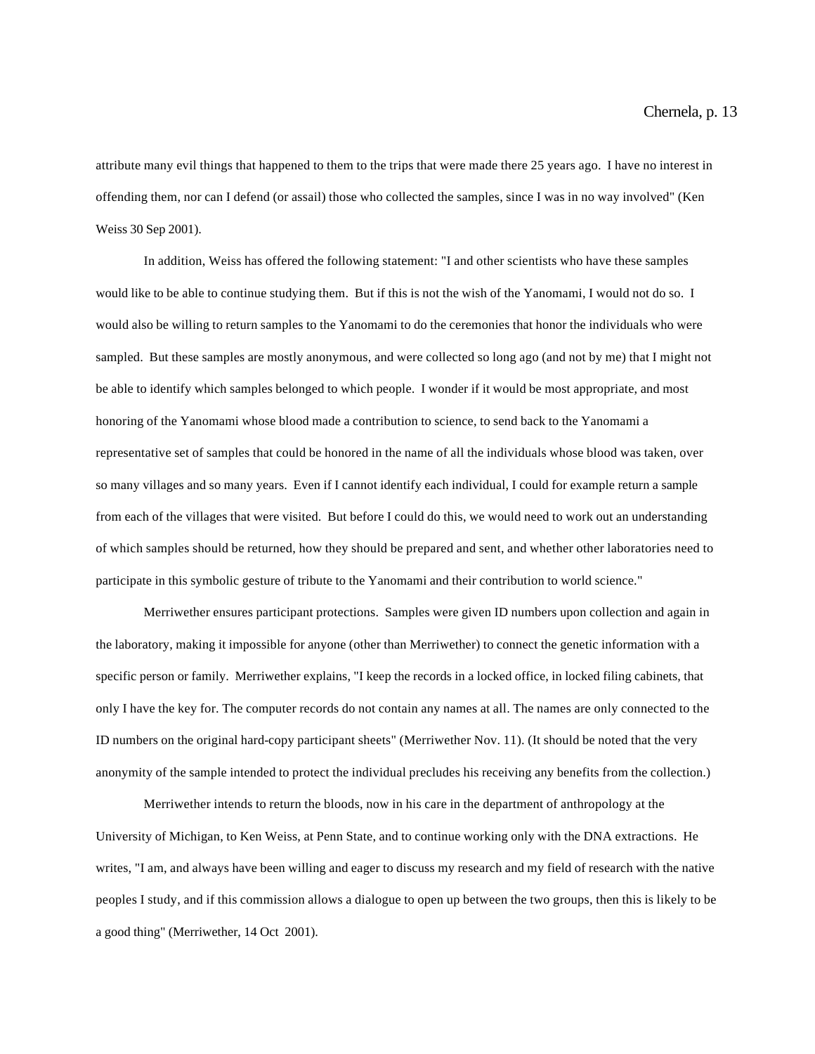attribute many evil things that happened to them to the trips that were made there 25 years ago. I have no interest in offending them, nor can I defend (or assail) those who collected the samples, since I was in no way involved" (Ken Weiss 30 Sep 2001).

In addition, Weiss has offered the following statement: "I and other scientists who have these samples would like to be able to continue studying them. But if this is not the wish of the Yanomami, I would not do so. I would also be willing to return samples to the Yanomami to do the ceremonies that honor the individuals who were sampled. But these samples are mostly anonymous, and were collected so long ago (and not by me) that I might not be able to identify which samples belonged to which people. I wonder if it would be most appropriate, and most honoring of the Yanomami whose blood made a contribution to science, to send back to the Yanomami a representative set of samples that could be honored in the name of all the individuals whose blood was taken, over so many villages and so many years. Even if I cannot identify each individual, I could for example return a sample from each of the villages that were visited. But before I could do this, we would need to work out an understanding of which samples should be returned, how they should be prepared and sent, and whether other laboratories need to participate in this symbolic gesture of tribute to the Yanomami and their contribution to world science."

Merriwether ensures participant protections. Samples were given ID numbers upon collection and again in the laboratory, making it impossible for anyone (other than Merriwether) to connect the genetic information with a specific person or family. Merriwether explains, "I keep the records in a locked office, in locked filing cabinets, that only I have the key for. The computer records do not contain any names at all. The names are only connected to the ID numbers on the original hard-copy participant sheets" (Merriwether Nov. 11). (It should be noted that the very anonymity of the sample intended to protect the individual precludes his receiving any benefits from the collection.)

Merriwether intends to return the bloods, now in his care in the department of anthropology at the University of Michigan, to Ken Weiss, at Penn State, and to continue working only with the DNA extractions. He writes, "I am, and always have been willing and eager to discuss my research and my field of research with the native peoples I study, and if this commission allows a dialogue to open up between the two groups, then this is likely to be a good thing" (Merriwether, 14 Oct 2001).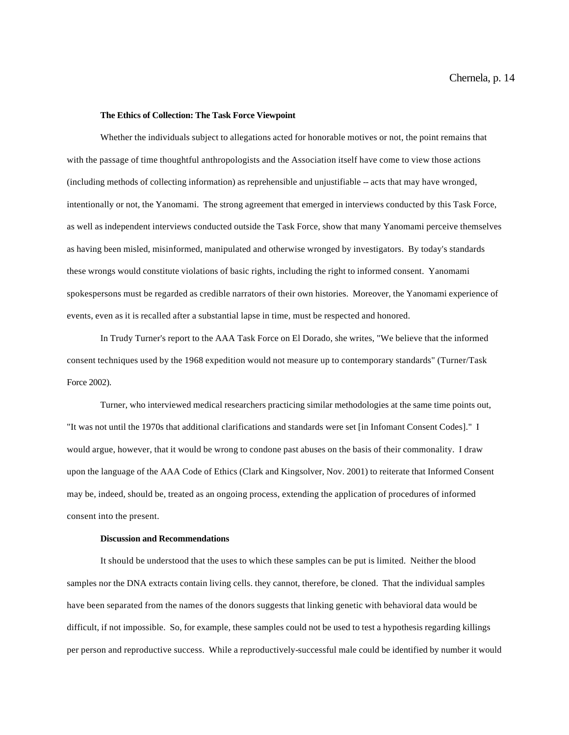### The Ethics of Collection: The Task Force Viewpoint

Whether the individuals subject to allegations acted for honorable motives or not, the point remains that with the passage of time thoughtful anthropologists and the Association itself have come to view those actions (including methods of collecting information) as reprehensible and unjustifiable -- acts that may have wronged, intentionally or not, the Yanomami. The strong agreement that emerged in interviews conducted by this Task Force, as well as independent interviews conducted outside the Task Force, show that many Yanomami perceive themselves as having been misled, misinformed, manipulated and otherwise wronged by investigators. By today's standards these wrongs would constitute violations of basic rights, including the right to informed consent. Yanomami spokespersons must be regarded as credible narrators of their own histories. Moreover, the Yanomami experience of events, even as it is recalled after a substantial lapse in time, must be respected and honored.

In Trudy Turner's report to the AAA Task Force on El Dorado, she writes, "We believe that the informed consent techniques used by the 1968 expedition would not measure up to contemporary standards" (Turner/Task Force 2002).

Turner, who interviewed medical researchers practicing similar methodologies at the same time points out, "It was not until the 1970s that additional clarifications and standards were set [in Infomant Consent Codes]." I would argue, however, that it would be wrong to condone past abuses on the basis of their commonality. I draw upon the language of the AAA Code of Ethics (Clark and Kingsolver, Nov. 2001) to reiterate that Informed Consent may be, indeed, should be, treated as an ongoing process, extending the application of procedures of informed consent into the present.

### Discussion and Recommendations

It should be understood that the uses to which these samples can be put is limited. Neither the blood samples nor the DNA extracts contain living cells. they cannot, therefore, be cloned. That the individual samples have been separated from the names of the donors suggests that linking genetic with behavioral data would be difficult, if not impossible. So, for example, these samples could not be used to test a hypothesis regarding killings per person and reproductive success. While a reproductively-successful male could be identified by number it would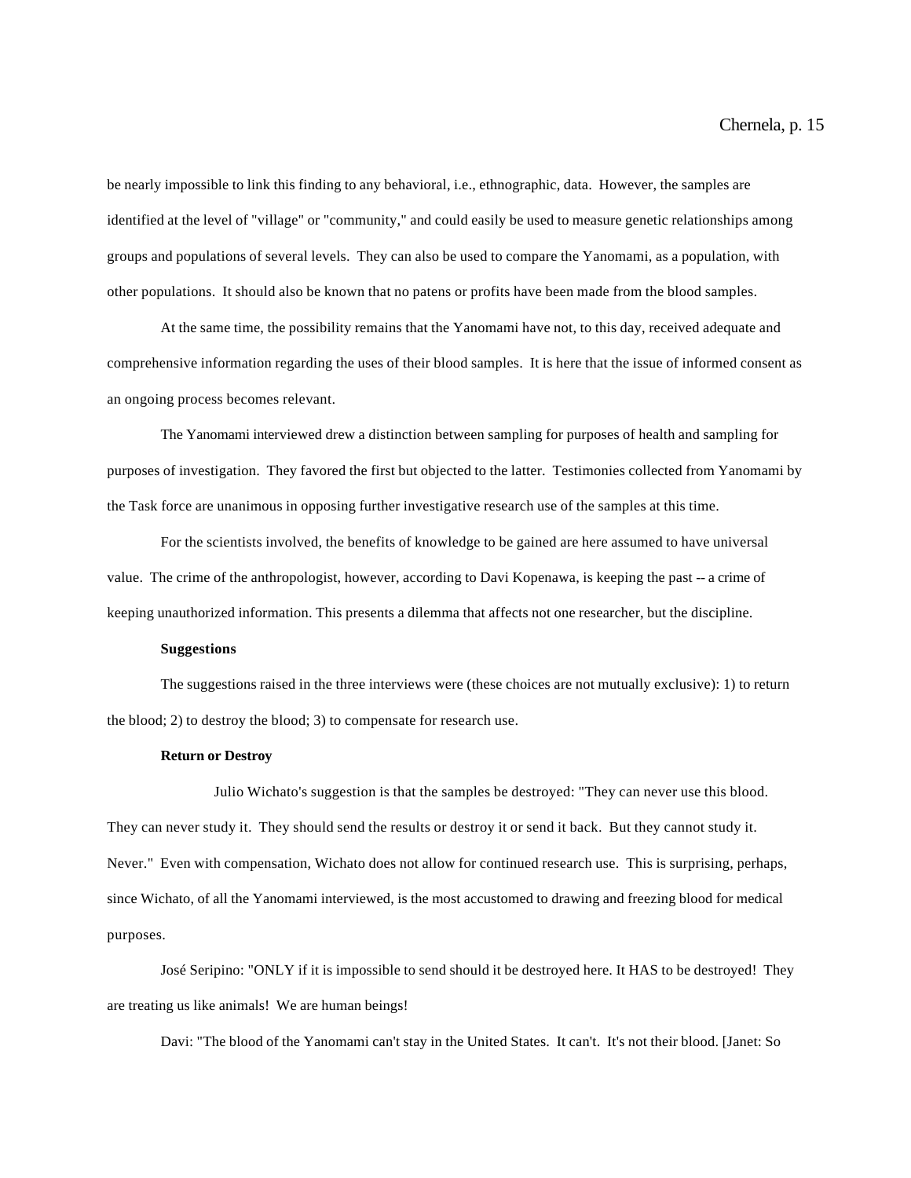be nearly impossible to link this finding to any behavioral, i.e., ethnographic, data. However, the samples are identified at the level of "village" or "community," and could easily be used to measure genetic relationships among groups and populations of several levels. They can also be used to compare the Yanomami, as a population, with other populations. It should also be known that no patens or profits have been made from the blood samples.

At the same time, the possibility remains that the Yanomami have not, to this day, received adequate and comprehensive information regarding the uses of their blood samples. It is here that the issue of informed consent as an ongoing process becomes relevant.

The Yanomami interviewed drew a distinction between sampling for purposes of health and sampling for purposes of investigation. They favored the first but objected to the latter. Testimonies collected from Yanomami by the Task force are unanimous in opposing further investigative research use of the samples at this time.

For the scientists involved, the benefits of knowledge to be gained are here assumed to have universal value. The crime of the anthropologist, however, according to Davi Kopenawa, is keeping the past -- a crime of keeping unauthorized information. This presents a dilemma that affects not one researcher, but the discipline.

**Suggestions**

The suggestions raised in the three interviews were (these choices are not mutually exclusive): 1) to return the blood; 2) to destroy the blood; 3) to compensate for research use.

**Return or Destroy**

Julio Wichato's suggestion is that the samples be destroyed: "They can never use this blood. They can never study it. They should send the results or destroy it or send it back. But they cannot study it. Never." Even with compensation, Wichato does not allow for continued research use. This is surprising, perhaps, since Wichato, of all the Yanomami interviewed, is the most accustomed to drawing and freezing blood for medical purposes.

José Seripino: "ONLY if it is impossible to send should it be destroyed here. It HAS to be destroyed! They are treating us like animals! We are human beings!

Davi: "The blood of the Yanomami can't stay in the United States. It can't. It's not their blood. [Janet: So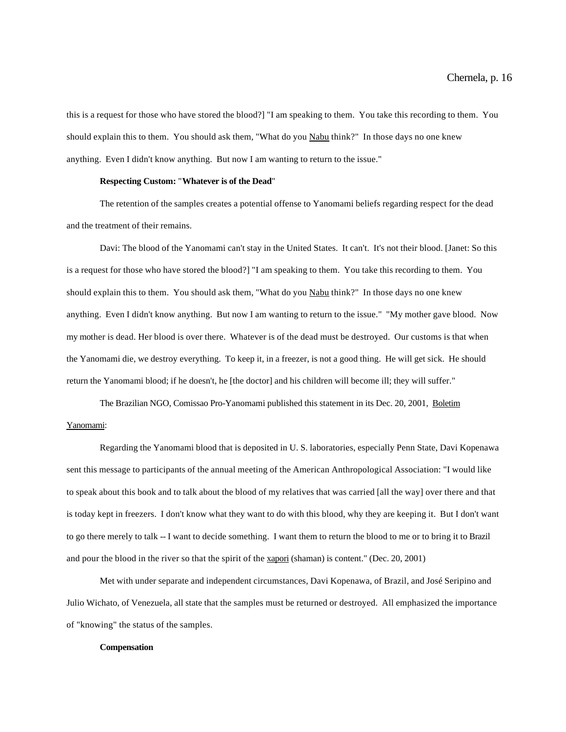this is a request for those who have stored the blood?] "I am speaking to them. You take this recording to them. You should explain this to them. You should ask them, "What do you Nabu think?" In those days no one knew anything. Even I didn't know anything. But now I am wanting to return to the issue."

**Respecting Custom:** "**Whatever is of the Dead**"

The retention of the samples creates a potential offense to Yanomami beliefs regarding respect for the dead and the treatment of their remains.

Davi: The blood of the Yanomami can't stay in the United States. It can't. It's not their blood. [Janet: So this is a request for those who have stored the blood?] "I am speaking to them. You take this recording to them. You should explain this to them. You should ask them, "What do you Nabu think?" In those days no one knew anything. Even I didn't know anything. But now I am wanting to return to the issue." "My mother gave blood. Now my mother is dead. Her blood is over there. Whatever is of the dead must be destroyed. Our customs is that when the Yanomami die, we destroy everything. To keep it, in a freezer, is not a good thing. He will get sick. He should return the Yanomami blood; if he doesn't, he [the doctor] and his children will become ill; they will suffer."

The Brazilian NGO, Comissao Pro-Yanomami published this statement in its Dec. 20, 2001, Boletim Yanomami:

Regarding the Yanomami blood that is deposited in U. S. laboratories, especially Penn State, Davi Kopenawa sent this message to participants of the annual meeting of the American Anthropological Association: "I would like to speak about this book and to talk about the blood of my relatives that was carried [all the way] over there and that is today kept in freezers. I don't know what they want to do with this blood, why they are keeping it. But I don't want to go there merely to talk -- I want to decide something. I want them to return the blood to me or to bring it to Brazil and pour the blood in the river so that the spirit of the xapori (shaman) is content." (Dec. 20, 2001)

Met with under separate and independent circumstances, Davi Kopenawa, of Brazil, and José Seripino and Julio Wichato, of Venezuela, all state that the samples must be returned or destroyed. All emphasized the importance of "knowing" the status of the samples.

**Compensation**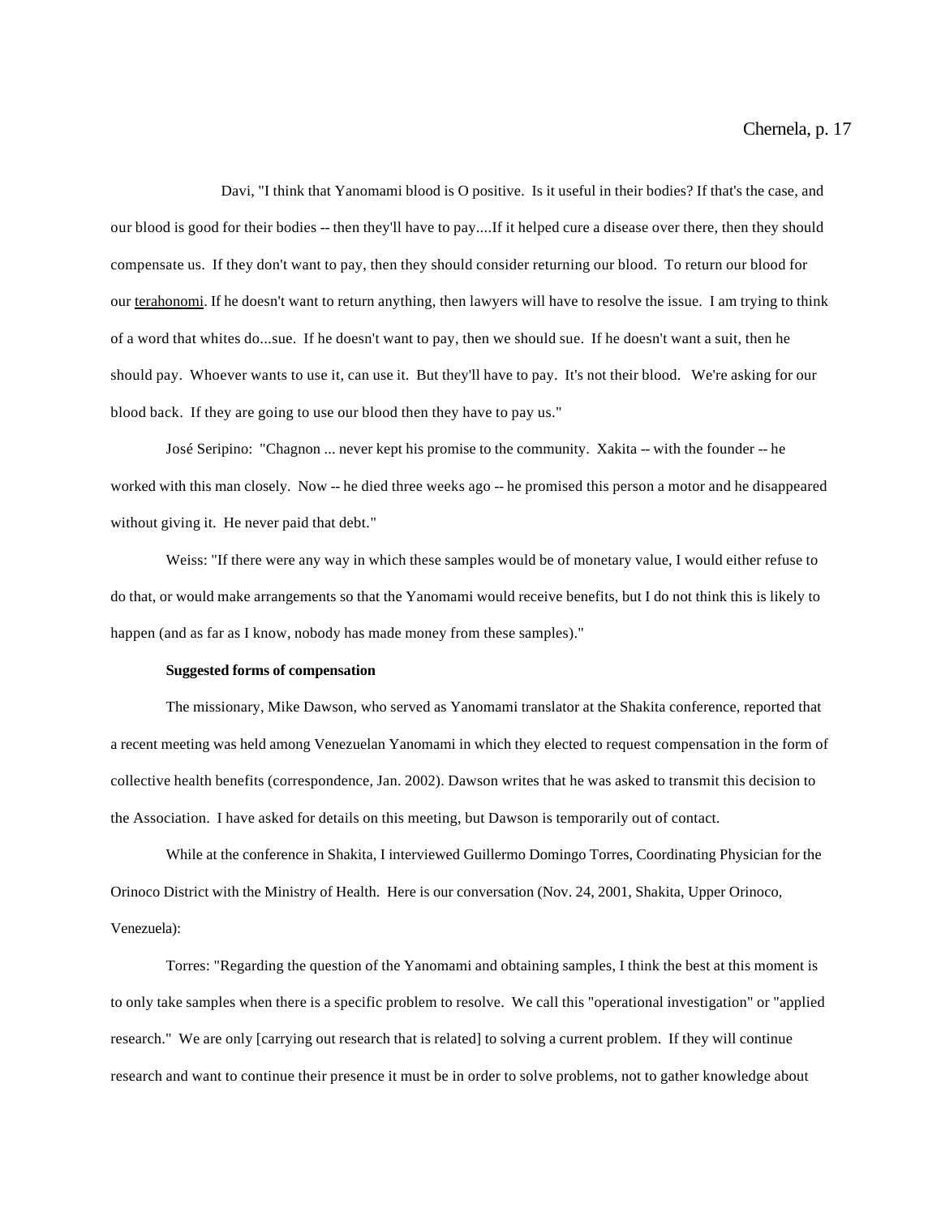Davi, "I think that Yanomami blood is O positive. Is it useful in their bodies? If that's the case, and our blood is good for their bodies -- then they'll have to pay....If it helped cure a disease over there, then they should compensate us. If they don't want to pay, then they should consider returning our blood. To return our blood for our terahonomi. If he doesn't want to return anything, then lawyers will have to resolve the issue. I am trying to think of a word that whites do...sue. If he doesn't want to pay, then we should sue. If he doesn't want a suit, then he should pay. Whoever wants to use it, can use it. But they'll have to pay. It's not their blood. We're asking for our blood back. If they are going to use our blood then they have to pay us."

José Seripino: "Chagnon ... never kept his promise to the community. Xakita -- with the founder -- he worked with this man closely. Now -- he died three weeks ago -- he promised this person a motor and he disappeared without giving it. He never paid that debt."

Weiss: "If there were any way in which these samples would be of monetary value, I would either refuse to do that, or would make arrangements so that the Yanomami would receive benefits, but I do not think this is likely to happen (and as far as I know, nobody has made money from these samples)."

**Suggested forms of compensation**

The missionary, Mike Dawson, who served as Yanomami translator at the Shakita conference, reported that a recent meeting was held among Venezuelan Yanomami in which they elected to request compensation in the form of collective health benefits (correspondence, Jan. 2002). Dawson writes that he was asked to transmit this decision to the Association. I have asked for details on this meeting, but Dawson is temporarily out of contact.

While at the conference in Shakita, I interviewed Guillermo Domingo Torres, Coordinating Physician for the Orinoco District with the Ministry of Health. Here is our conversation (Nov. 24, 2001, Shakita, Upper Orinoco, Venezuela):

Torres: "Regarding the question of the Yanomami and obtaining samples, I think the best at this moment is to only take samples when there is a specific problem to resolve. We call this "operational investigation" or "applied research." We are only [carrying out research that is related] to solving a current problem. If they will continue research and want to continue their presence it must be in order to solve problems, not to gather knowledge about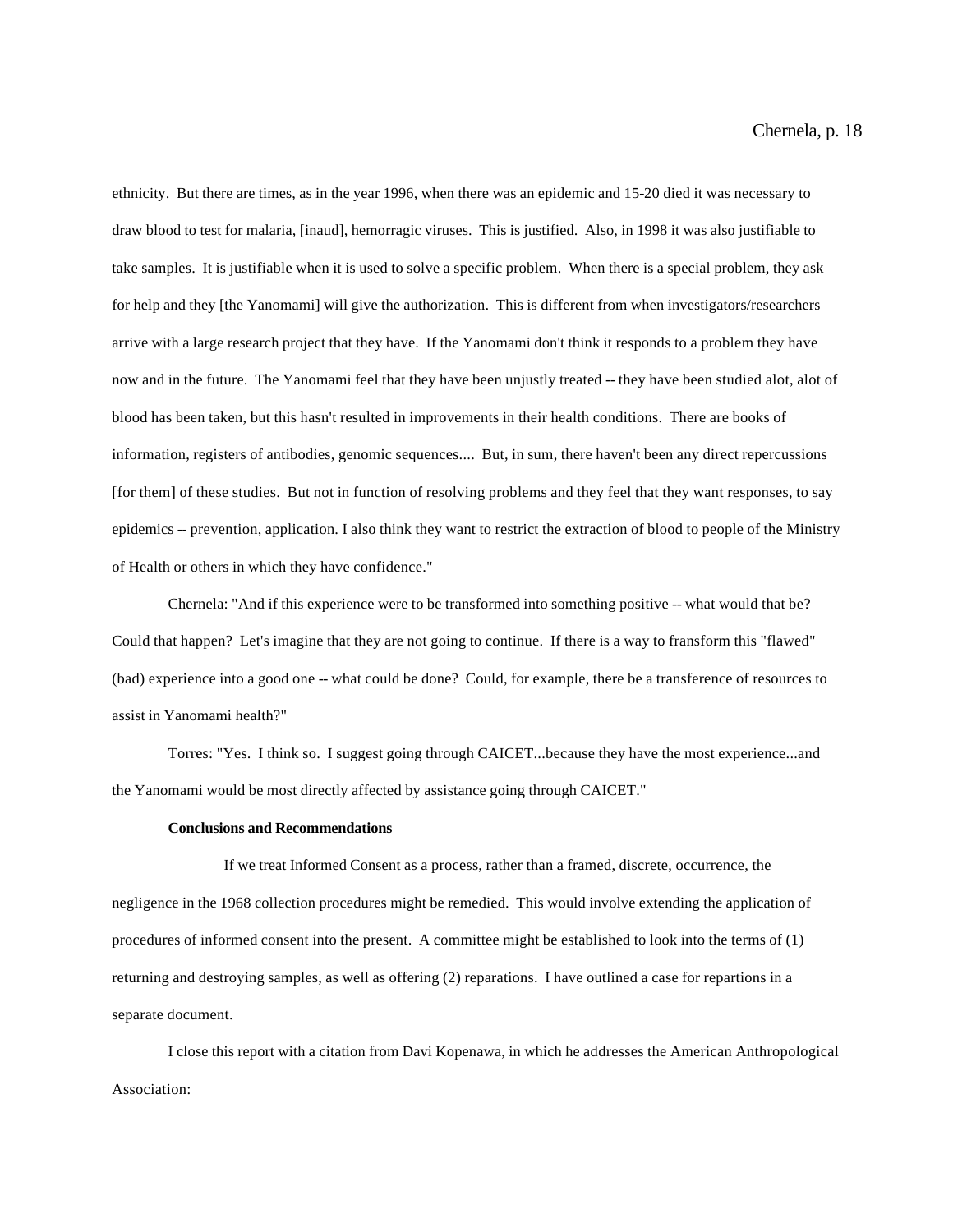ethnicity. But there are times, as in the year 1996, when there was an epidemic and 15-20 died it was necessary to draw blood to test for malaria, [inaud], hemorragic viruses. This is justified. Also, in 1998 it was also justifiable to take samples. It is justifiable when it is used to solve a specific problem. When there is a special problem, they ask for help and they [the Yanomami] will give the authorization. This is different from when investigators/researchers arrive with a large research project that they have. If the Yanomami don't think it responds to a problem they have now and in the future. The Yanomami feel that they have been unjustly treated -- they have been studied alot, alot of blood has been taken, but this hasn't resulted in improvements in their health conditions. There are books of information, registers of antibodies, genomic sequences.... But, in sum, there haven't been any direct repercussions [for them] of these studies. But not in function of resolving problems and they feel that they want responses, to say epidemics -- prevention, application. I also think they want to restrict the extraction of blood to people of the Ministry of Health or others in which they have confidence."

Chernela: "And if this experience were to be transformed into something positive -- what would that be? Could that happen? Let's imagine that they are not going to continue. If there is a way to fransform this "flawed" (bad) experience into a good one -- what could be done? Could, for example, there be a transference of resources to assist in Yanomami health?"

Torres: "Yes. I think so. I suggest going through CAICET...because they have the most experience...and the Yanomami would be most directly affected by assistance going through CAICET."

**Conclusions and Recommendations**

If we treat Informed Consent as a process, rather than a framed, discrete, occurrence, the negligence in the 1968 collection procedures might be remedied. This would involve extending the application of procedures of informed consent into the present. A committee might be established to look into the terms of (1) returning and destroying samples, as well as offering (2) reparations. I have outlined a case for repartions in a separate document.

I close this report with a citation from Davi Kopenawa, in which he addresses the American Anthropological Association: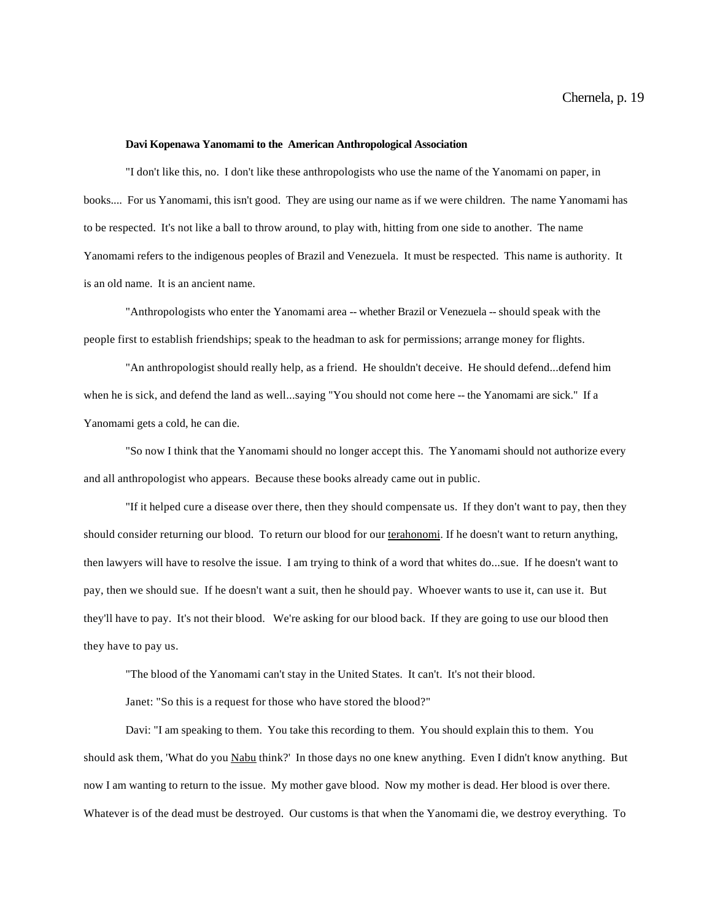**Davi Kopenawa Yanomami to the American Anthropological Association**

"I don't like this, no. I don't like these anthropologists who use the name of the Yanomami on paper, in books.... For us Yanomami, this isn't good. They are using our name as if we were children. The name Yanomami has to be respected. It's not like a ball to throw around, to play with, hitting from one side to another. The name Yanomami refers to the indigenous peoples of Brazil and Venezuela. It must be respected. This name is authority. It is an old name. It is an ancient name.

"Anthropologists who enter the Yanomami area -- whether Brazil or Venezuela -- should speak with the people first to establish friendships; speak to the headman to ask for permissions; arrange money for flights.

"An anthropologist should really help, as a friend. He shouldn't deceive. He should defend...defend him when he is sick, and defend the land as well...saying "You should not come here -- the Yanomami are sick." If a Yanomami gets a cold, he can die.

"So now I think that the Yanomami should no longer accept this. The Yanomami should not authorize every and all anthropologist who appears. Because these books already came out in public.

"If it helped cure a disease over there, then they should compensate us. If they don't want to pay, then they should consider returning our blood. To return our blood for our <u>terahonomi</u>. If he doesn't want to return anything, then lawyers will have to resolve the issue. I am trying to think of a word that whites do...sue. If he doesn't want to pay, then we should sue. If he doesn't want a suit, then he should pay. Whoever wants to use it, can use it. But they'll have to pay. It's not their blood. We're asking for our blood back. If they are going to use our blood then they have to pay us.

"The blood of the Yanomami can't stay in the United States. It can't. It's not their blood.

Janet: "So this is a request for those who have stored the blood?"

Davi: "I am speaking to them. You take this recording to them. You should explain this to them. You should ask them, 'What do you <u>Nabu</u> think?' In those days no one knew anything. Even I didn't know anything. But now I am wanting to return to the issue. My mother gave blood. Now my mother is dead. Her blood is over there. Whatever is of the dead must be destroyed. Our customs is that when the Yanomami die, we destroy everything. To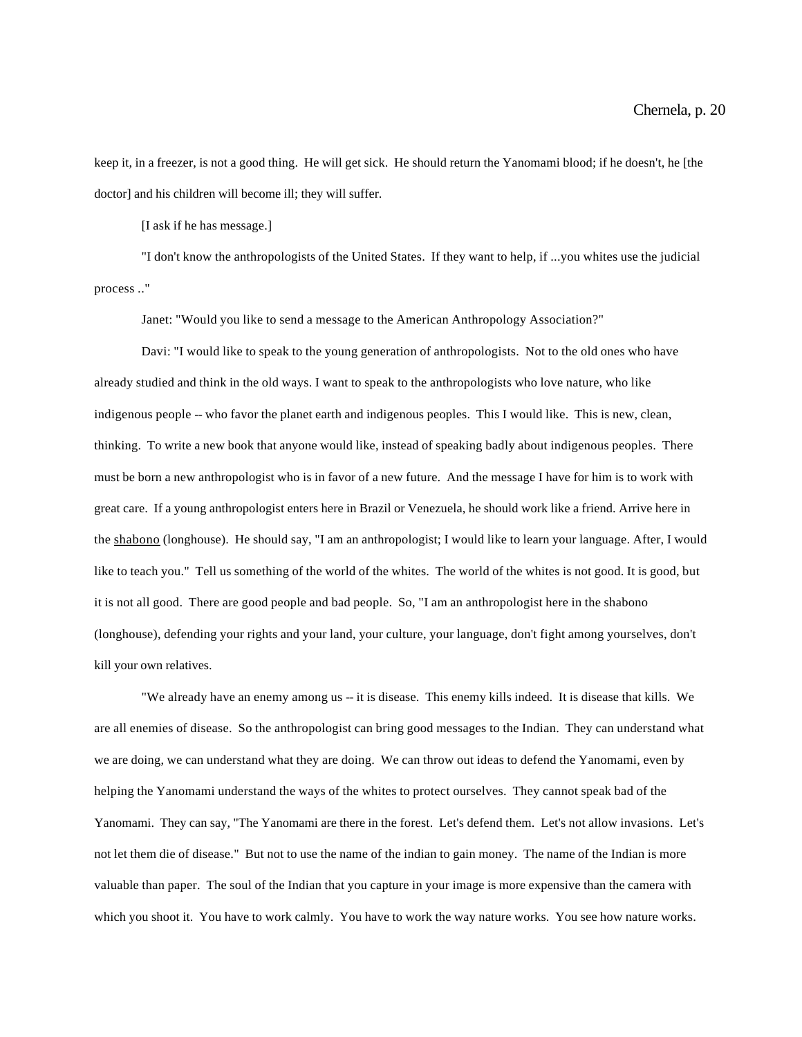keep it, in a freezer, is not a good thing. He will get sick. He should return the Yanomami blood; if he doesn't, he [the doctor] and his children will become ill; they will suffer.

[I ask if he has message.]

"I don't know the anthropologists of the United States. If they want to help, if ...you whites use the judicial process .."

Janet: "Would you like to send a message to the American Anthropology Association?"

Davi: "I would like to speak to the young generation of anthropologists. Not to the old ones who have already studied and think in the old ways. I want to speak to the anthropologists who love nature, who like indigenous people -- who favor the planet earth and indigenous peoples. This I would like. This is new, clean, thinking. To write a new book that anyone would like, instead of speaking badly about indigenous peoples. There must be born a new anthropologist who is in favor of a new future. And the message I have for him is to work with great care. If a young anthropologist enters here in Brazil or Venezuela, he should work like a friend. Arrive here in the <u>shabono</u> (longhouse). He should say, "I am an anthropologist; I would like to learn your language. After, I would like to teach you." Tell us something of the world of the whites. The world of the whites is not good. It is good, but it is not all good. There are good people and bad people. So, "I am an anthropologist here in the shabono (longhouse), defending your rights and your land, your culture, your language, don't fight among yourselves, don't kill your own relatives.

"We already have an enemy among us -- it is disease. This enemy kills indeed. It is disease that kills. We are all enemies of disease. So the anthropologist can bring good messages to the Indian. They can understand what we are doing, we can understand what they are doing. We can throw out ideas to defend the Yanomami, even by helping the Yanomami understand the ways of the whites to protect ourselves. They cannot speak bad of the Yanomami. They can say, "The Yanomami are there in the forest. Let's defend them. Let's not allow invasions. Let's not let them die of disease." But not to use the name of the indian to gain money. The name of the Indian is more valuable than paper. The soul of the Indian that you capture in your image is more expensive than the camera with which you shoot it. You have to work calmly. You have to work the way nature works. You see how nature works.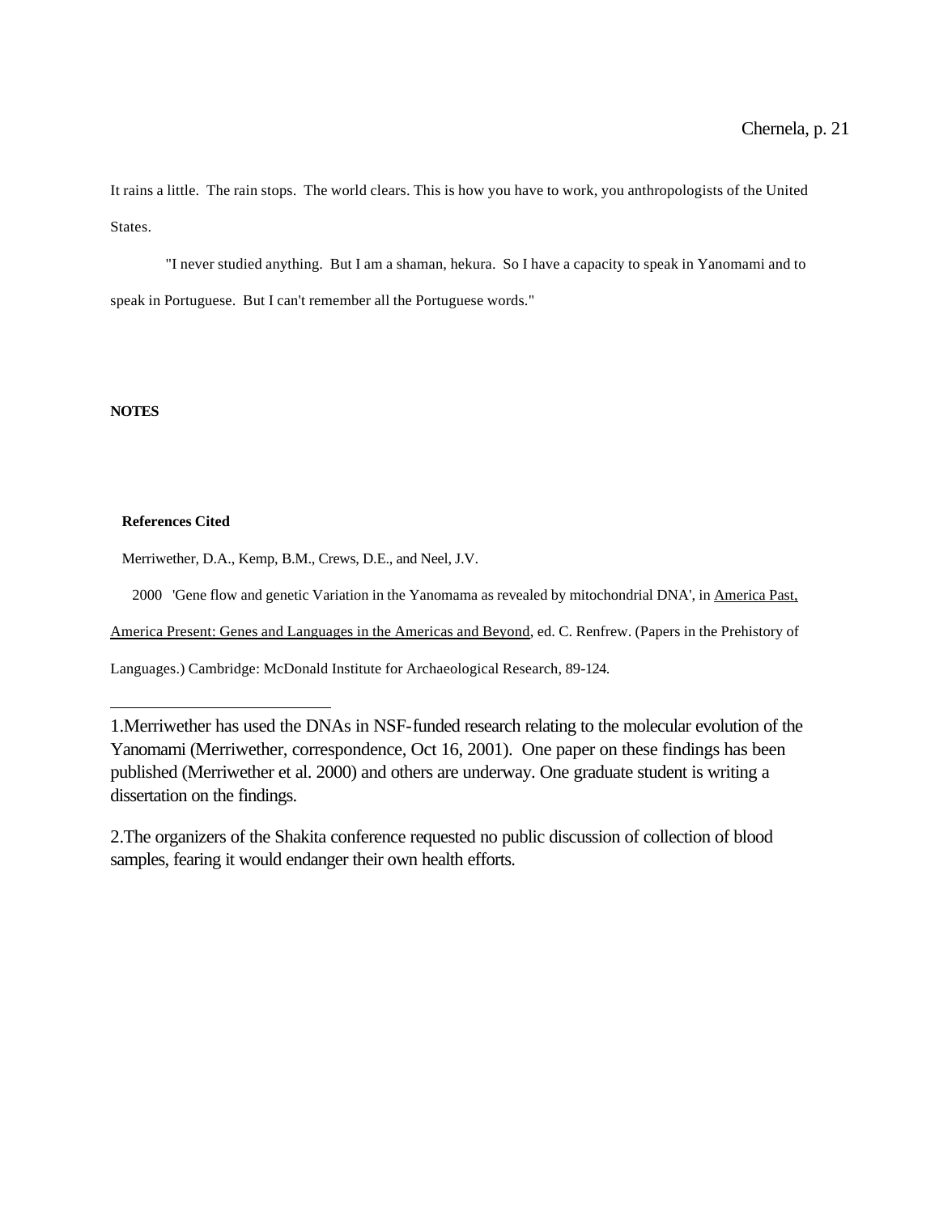It rains a little. The rain stops. The world clears. This is how you have to work, you anthropologists of the United States.

"I never studied anything. But I am a shaman, hekura. So I have a capacity to speak in Yanomami and to speak in Portuguese. But I can't remember all the Portuguese words."

**NOTES**

**References Cited**

Merriwether, D.A., Kemp, B.M., Crews, D.E., and Neel, J.V.

2000 'Gene flow and genetic Variation in the Yanomama as revealed by mitochondrial DNA', in America Past, America Present: Genes and Languages in the Americas and Beyond, ed. C. Renfrew. (Papers in the Prehistory of Languages.) Cambridge: McDonald Institute for Archaeological Research, 89-124.

---

1. Merriwether has used the DNAs in NSF-funded research relating to the molecular evolution of the Yanomami (Merriwether, correspondence, Oct 16, 2001). One paper on these findings has been published (Merriwether et al. 2000) and others are underway. One graduate student is writing a dissertation on the findings.

2. The organizers of the Shakita conference requested no public discussion of collection of blood samples, fearing it would endanger their own health efforts.